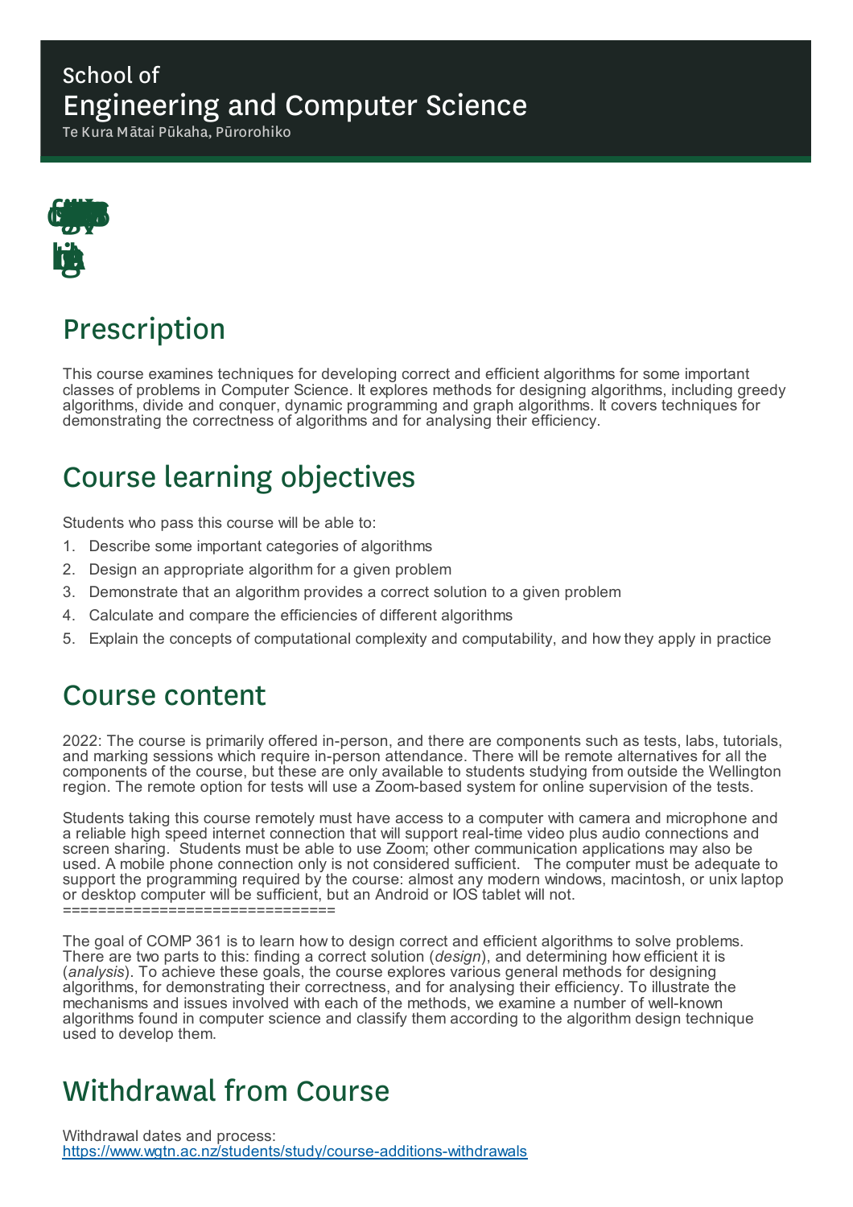School of
# Engineering and Computer Science
Te Kura Mātai Pūkaha, Pūrorohiko

## Prescription

This course examines techniques for developing correct and efficient algorithms for some important classes of problems in Computer Science. It explores methods for designing algorithms, including greedy algorithms, divide and conquer, dynamic programming and graph algorithms. It covers techniques for demonstrating the correctness of algorithms and for analysing their efficiency.

## Course learning objectives

Students who pass this course will be able to:

1. Describe some important categories of algorithms
2. Design an appropriate algorithm for a given problem
3. Demonstrate that an algorithm provides a correct solution to a given problem
4. Calculate and compare the efficiencies of different algorithms
5. Explain the concepts of computational complexity and computability, and how they apply in practice

## Course content

2022: The course is primarily offered in-person, and there are components such as tests, labs, tutorials, and marking sessions which require in-person attendance. There will be remote alternatives for all the components of the course, but these are only available to students studying from outside the Wellington region. The remote option for tests will use a Zoom-based system for online supervision of the tests.

Students taking this course remotely must have access to a computer with camera and microphone and a reliable high speed internet connection that will support real-time video plus audio connections and screen sharing. Students must be able to use Zoom; other communication applications may also be used. A mobile phone connection only is not considered sufficient. The computer must be adequate to support the programming required by the course: almost any modern windows, macintosh, or unix laptop or desktop computer will be sufficient, but an Android or IOS tablet will not.
===============================

The goal of COMP 361 is to learn how to design correct and efficient algorithms to solve problems. There are two parts to this: finding a correct solution (*design*), and determining how efficient it is (*analysis*). To achieve these goals, the course explores various general methods for designing algorithms, for demonstrating their correctness, and for analysing their efficiency. To illustrate the mechanisms and issues involved with each of the methods, we examine a number of well-known algorithms found in computer science and classify them according to the algorithm design technique used to develop them.

## Withdrawal from Course

Withdrawal dates and process:
https://www.wgtn.ac.nz/students/study/course-additions-withdrawals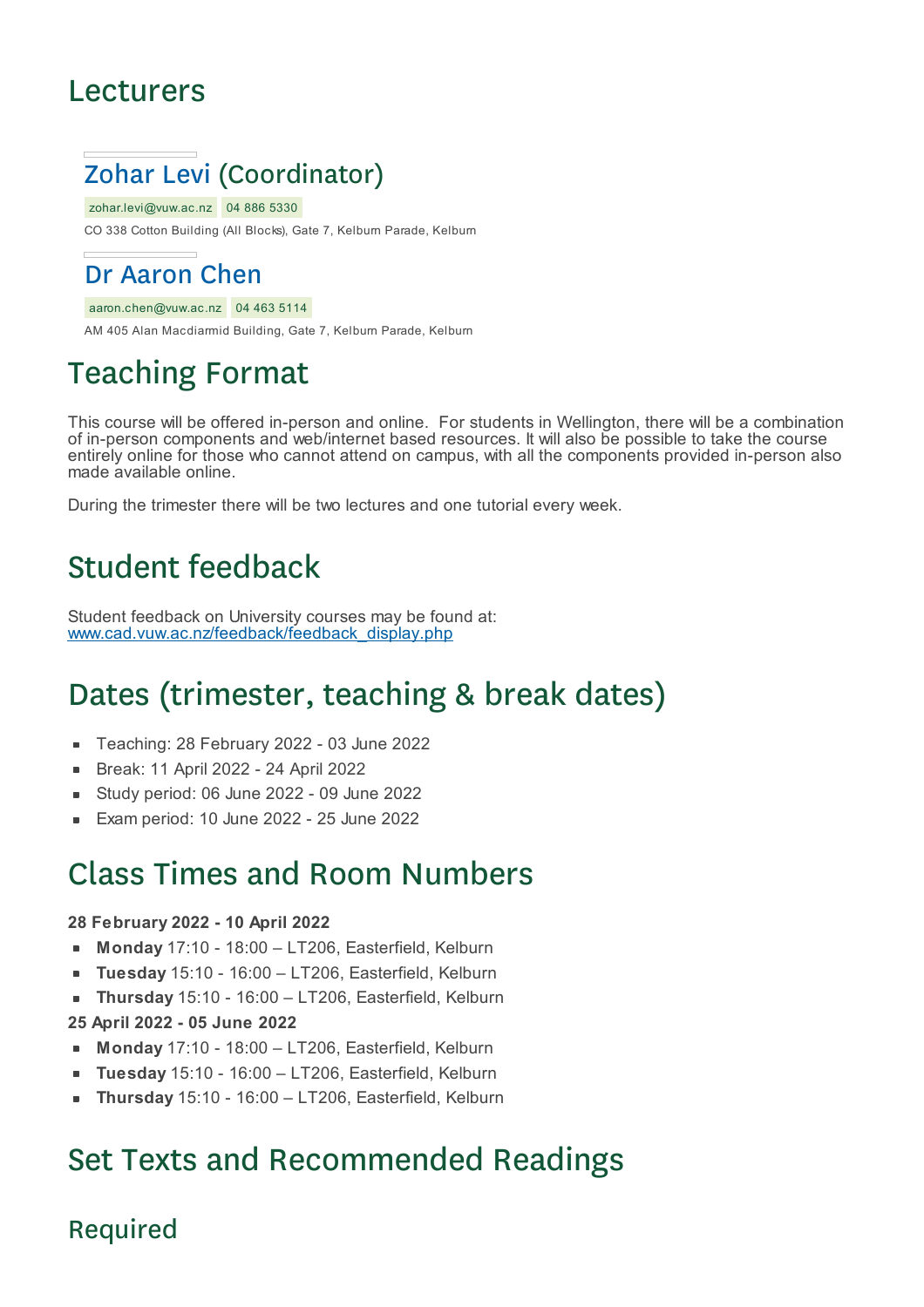# Lecturers

### Zohar Levi (Coordinator)

zohar.levi@vuw.ac.nz 04 886 5330

CO 338 Cotton Building (All Blocks), Gate 7, Kelburn Parade, Kelburn

### Dr Aaron Chen

aaron.chen@vuw.ac.nz 04 463 5114

AM 405 Alan Macdiarmid Building, Gate 7, Kelburn Parade, Kelburn

# Teaching Format

This course will be offered in-person and online. For students in Wellington, there will be a combination of in-person components and web/internet based resources. It will also be possible to take the course entirely online for those who cannot attend on campus, with all the components provided in-person also made available online.

During the trimester there will be two lectures and one tutorial every week.

# Student feedback

Student feedback on University courses may be found at:
www.cad.vuw.ac.nz/feedback/feedback_display.php

# Dates (trimester, teaching & break dates)

- Teaching: 28 February 2022 - 03 June 2022
- Break: 11 April 2022 - 24 April 2022
- Study period: 06 June 2022 - 09 June 2022
- Exam period: 10 June 2022 - 25 June 2022

# Class Times and Room Numbers

**28 February 2022 - 10 April 2022**

- **Monday** 17:10 - 18:00 – LT206, Easterfield, Kelburn
- **Tuesday** 15:10 - 16:00 – LT206, Easterfield, Kelburn
- **Thursday** 15:10 - 16:00 – LT206, Easterfield, Kelburn

**25 April 2022 - 05 June 2022**

- **Monday** 17:10 - 18:00 – LT206, Easterfield, Kelburn
- **Tuesday** 15:10 - 16:00 – LT206, Easterfield, Kelburn
- **Thursday** 15:10 - 16:00 – LT206, Easterfield, Kelburn

# Set Texts and Recommended Readings

## Required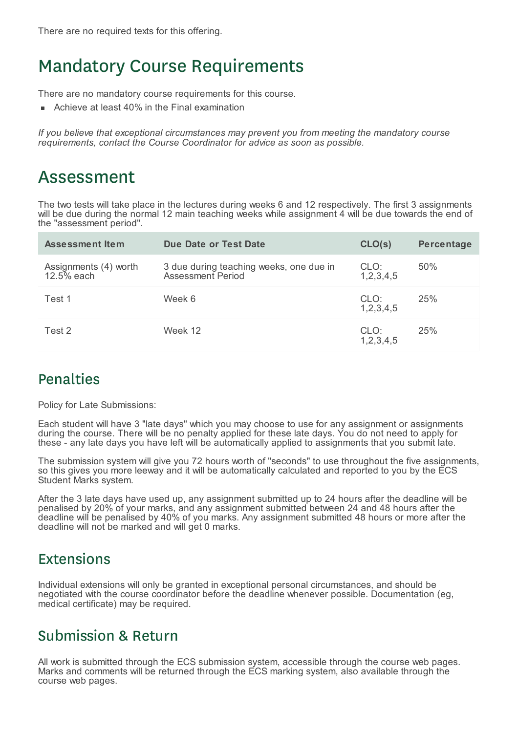There are no required texts for this offering.

# Mandatory Course Requirements

There are no mandatory course requirements for this course.

- Achieve at least 40% in the Final examination

*If you believe that exceptional circumstances may prevent you from meeting the mandatory course requirements, contact the Course Coordinator for advice as soon as possible.*

# Assessment

The two tests will take place in the lectures during weeks 6 and 12 respectively. The first 3 assignments will be due during the normal 12 main teaching weeks while assignment 4 will be due towards the end of the "assessment period".

| Assessment Item | Due Date or Test Date | CLO(s) | Percentage |
|---|---|---|---|
| Assignments (4) worth 12.5% each | 3 due during teaching weeks, one due in Assessment Period | CLO: 1,2,3,4,5 | 50% |
| Test 1 | Week 6 | CLO: 1,2,3,4,5 | 25% |
| Test 2 | Week 12 | CLO: 1,2,3,4,5 | 25% |

## Penalties

Policy for Late Submissions:

Each student will have 3 "late days" which you may choose to use for any assignment or assignments during the course. There will be no penalty applied for these late days. You do not need to apply for these - any late days you have left will be automatically applied to assignments that you submit late.

The submission system will give you 72 hours worth of "seconds" to use throughout the five assignments, so this gives you more leeway and it will be automatically calculated and reported to you by the ECS Student Marks system.

After the 3 late days have used up, any assignment submitted up to 24 hours after the deadline will be penalised by 20% of your marks, and any assignment submitted between 24 and 48 hours after the deadline will be penalised by 40% of you marks. Any assignment submitted 48 hours or more after the deadline will not be marked and will get 0 marks.

## Extensions

Individual extensions will only be granted in exceptional personal circumstances, and should be negotiated with the course coordinator before the deadline whenever possible. Documentation (eg, medical certificate) may be required.

## Submission & Return

All work is submitted through the ECS submission system, accessible through the course web pages. Marks and comments will be returned through the ECS marking system, also available through the course web pages.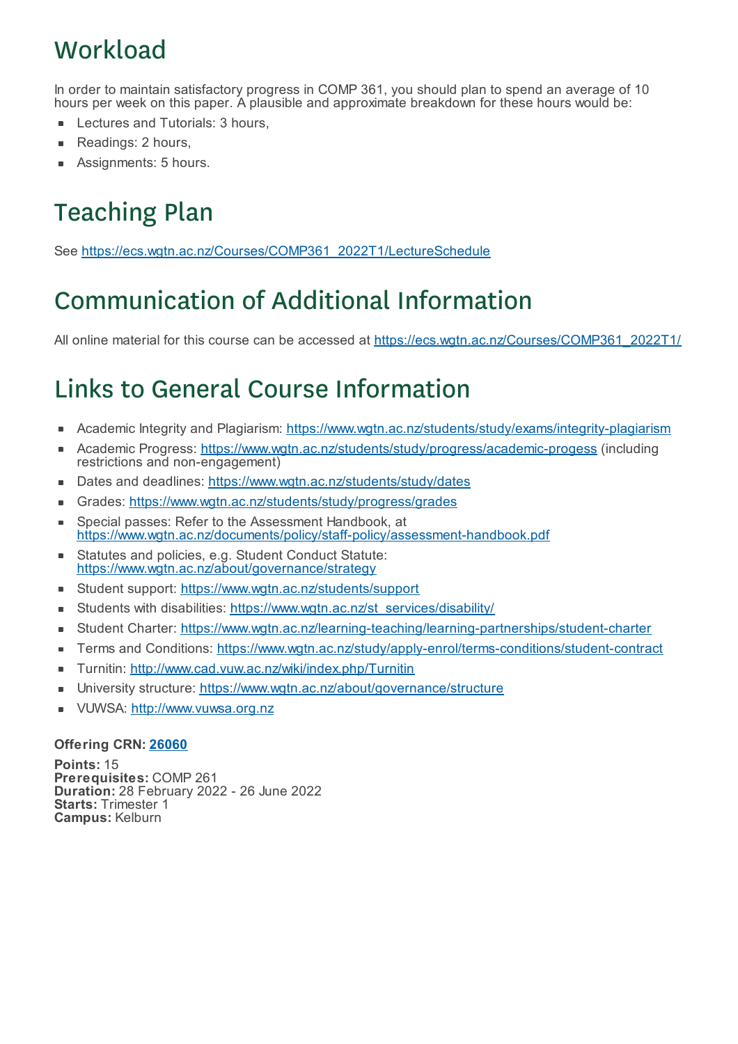# Workload

In order to maintain satisfactory progress in COMP 361, you should plan to spend an average of 10 hours per week on this paper. A plausible and approximate breakdown for these hours would be:

- Lectures and Tutorials: 3 hours,
- Readings: 2 hours,
- Assignments: 5 hours.

# Teaching Plan

See https://ecs.wgtn.ac.nz/Courses/COMP361_2022T1/LectureSchedule

# Communication of Additional Information

All online material for this course can be accessed at https://ecs.wgtn.ac.nz/Courses/COMP361_2022T1/

# Links to General Course Information

- Academic Integrity and Plagiarism: https://www.wgtn.ac.nz/students/study/exams/integrity-plagiarism
- Academic Progress: https://www.wgtn.ac.nz/students/study/progress/academic-progess (including restrictions and non-engagement)
- Dates and deadlines: https://www.wgtn.ac.nz/students/study/dates
- Grades: https://www.wgtn.ac.nz/students/study/progress/grades
- Special passes: Refer to the Assessment Handbook, at https://www.wgtn.ac.nz/documents/policy/staff-policy/assessment-handbook.pdf
- Statutes and policies, e.g. Student Conduct Statute: https://www.wgtn.ac.nz/about/governance/strategy
- Student support: https://www.wgtn.ac.nz/students/support
- Students with disabilities: https://www.wgtn.ac.nz/st_services/disability/
- Student Charter: https://www.wgtn.ac.nz/learning-teaching/learning-partnerships/student-charter
- Terms and Conditions: https://www.wgtn.ac.nz/study/apply-enrol/terms-conditions/student-contract
- Turnitin: http://www.cad.vuw.ac.nz/wiki/index.php/Turnitin
- University structure: https://www.wgtn.ac.nz/about/governance/structure
- VUWSA: http://www.vuwsa.org.nz

**Offering CRN: 26060**

**Points:** 15
**Prerequisites:** COMP 261
**Duration:** 28 February 2022 - 26 June 2022
**Starts:** Trimester 1
**Campus:** Kelburn